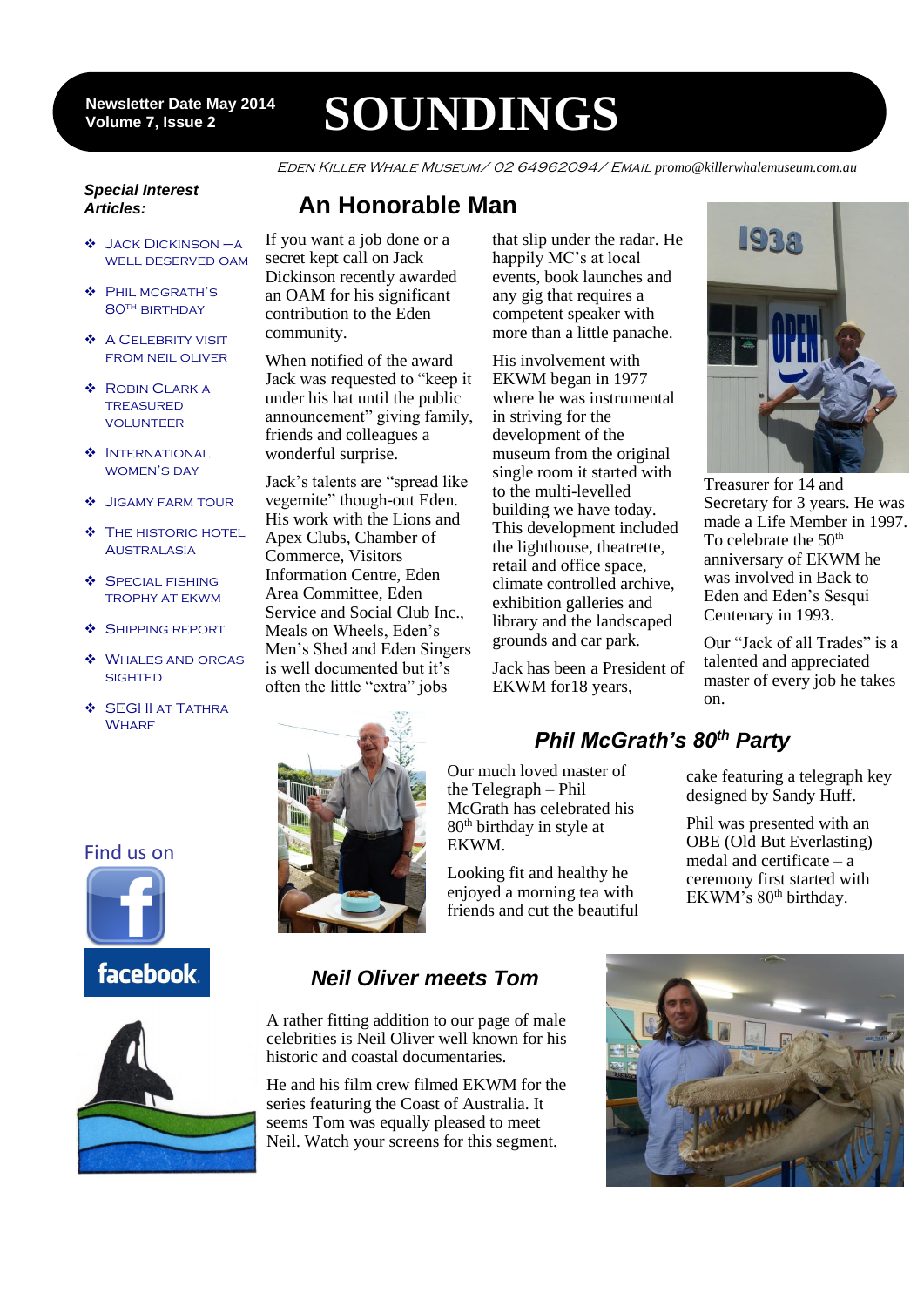Newsletter Date May 2014
Volume 7, Issue 2

# SOUNDINGS

EDEN KILLER WHALE MUSEUM/ 02 64962094/ EMAIL promo@killerwhalemuseum.com.au

***Special Interest Articles:***

- Jack Dickinson – A well deserved OAM
- Phil McGrath's 80th birthday
- A Celebrity visit from Neil Oliver
- Robin Clark a treasured volunteer
- International Women's Day
- Jigamy Farm Tour
- The Historic Hotel Australasia
- Special Fishing Trophy at EKWM
- Shipping Report
- Whales and Orcas sighted
- SEGHI at Tathra Wharf

Find us on

facebook

## An Honorable Man

If you want a job done or a secret kept call on Jack Dickinson recently awarded an OAM for his significant contribution to the Eden community.

When notified of the award Jack was requested to "keep it under his hat until the public announcement" giving family, friends and colleagues a wonderful surprise.

Jack's talents are "spread like vegemite" though-out Eden. His work with the Lions and Apex Clubs, Chamber of Commerce, Visitors Information Centre, Eden Area Committee, Eden Service and Social Club Inc., Meals on Wheels, Eden's Men's Shed and Eden Singers is well documented but it's often the little "extra" jobs that slip under the radar. He happily MC's at local events, book launches and any gig that requires a competent speaker with more than a little panache.

His involvement with EKWM began in 1977 where he was instrumental in striving for the development of the museum from the original single room it started with to the multi-levelled building we have today. This development included the lighthouse, theatrette, retail and office space, climate controlled archive, exhibition galleries and library and the landscaped grounds and car park.

Jack has been a President of EKWM for18 years, Treasurer for 14 and Secretary for 3 years. He was made a Life Member in 1997. To celebrate the 50th anniversary of EKWM he was involved in Back to Eden and Eden's Sesqui Centenary in 1993.

Our "Jack of all Trades" is a talented and appreciated master of every job he takes on.

## *Phil McGrath's 80th Party*

Our much loved master of the Telegraph – Phil McGrath has celebrated his 80th birthday in style at EKWM.

Looking fit and healthy he enjoyed a morning tea with friends and cut the beautiful cake featuring a telegraph key designed by Sandy Huff.

Phil was presented with an OBE (Old But Everlasting) medal and certificate – a ceremony first started with EKWM's 80th birthday.

## *Neil Oliver meets Tom*

A rather fitting addition to our page of male celebrities is Neil Oliver well known for his historic and coastal documentaries.

He and his film crew filmed EKWM for the series featuring the Coast of Australia. It seems Tom was equally pleased to meet Neil. Watch your screens for this segment.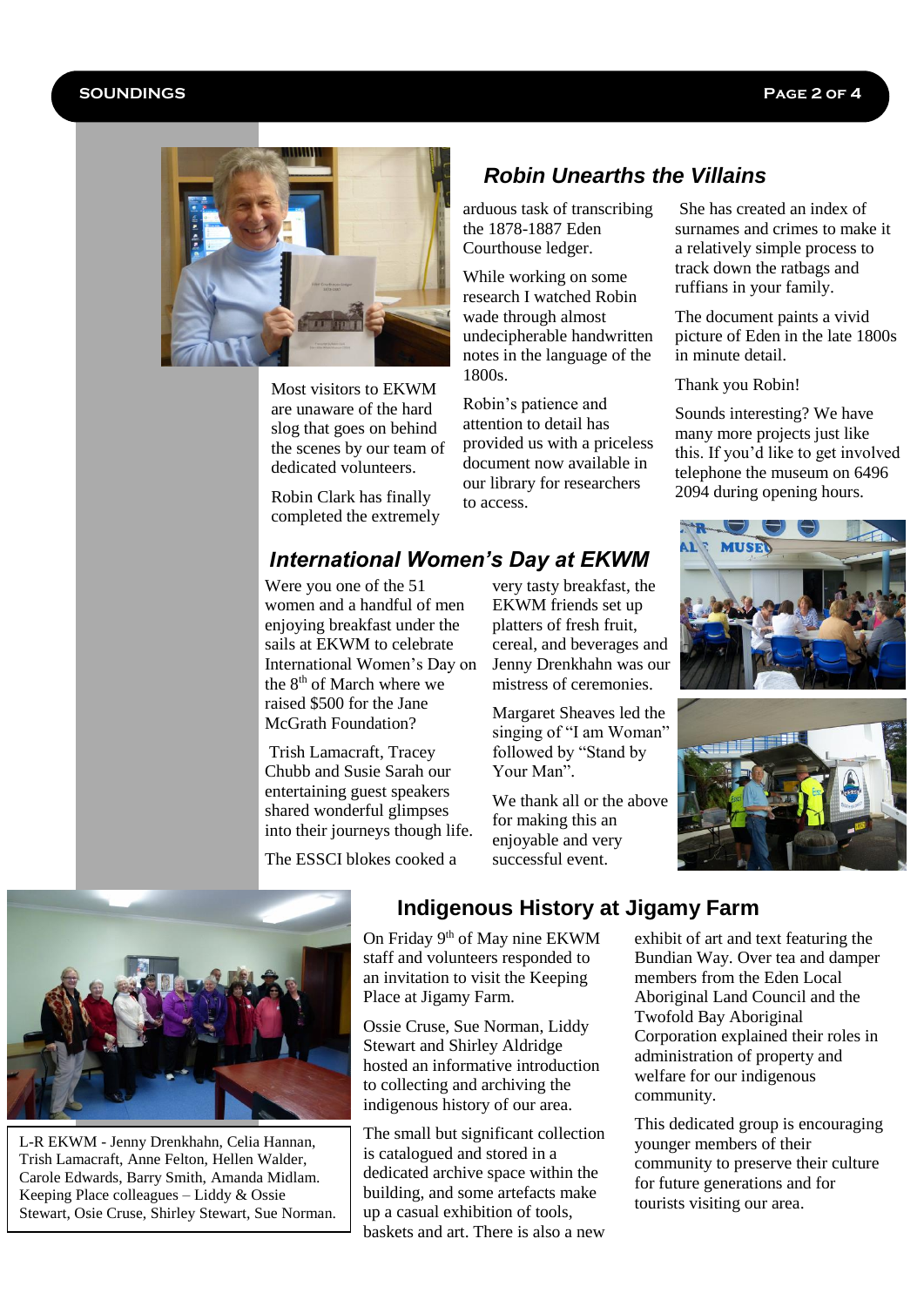## Robin Unearths the Villains

Most visitors to EKWM are unaware of the hard slog that goes on behind the scenes by our team of dedicated volunteers.

Robin Clark has finally completed the extremely arduous task of transcribing the 1878-1887 Eden Courthouse ledger.

While working on some research I watched Robin wade through almost undecipherable handwritten notes in the language of the 1800s.

Robin's patience and attention to detail has provided us with a priceless document now available in our library for researchers to access.

She has created an index of surnames and crimes to make it a relatively simple process to track down the ratbags and ruffians in your family.

The document paints a vivid picture of Eden in the late 1800s in minute detail.

Thank you Robin!

Sounds interesting? We have many more projects just like this. If you'd like to get involved telephone the museum on 6496 2094 during opening hours.

## International Women's Day at EKWM

Were you one of the 51 women and a handful of men enjoying breakfast under the sails at EKWM to celebrate International Women's Day on the 8th of March where we raised $500 for the Jane McGrath Foundation?

Trish Lamacraft, Tracey Chubb and Susie Sarah our entertaining guest speakers shared wonderful glimpses into their journeys though life.

The ESSCI blokes cooked a very tasty breakfast, the EKWM friends set up platters of fresh fruit, cereal, and beverages and Jenny Drenkhahn was our mistress of ceremonies.

Margaret Sheaves led the singing of "I am Woman" followed by "Stand by Your Man".

We thank all or the above for making this an enjoyable and very successful event.

## Indigenous History at Jigamy Farm

L-R EKWM - Jenny Drenkhahn, Celia Hannan, Trish Lamacraft, Anne Felton, Hellen Walder, Carole Edwards, Barry Smith, Amanda Midlam. Keeping Place colleagues – Liddy & Ossie Stewart, Osie Cruse, Shirley Stewart, Sue Norman.

On Friday 9th of May nine EKWM staff and volunteers responded to an invitation to visit the Keeping Place at Jigamy Farm.

Ossie Cruse, Sue Norman, Liddy Stewart and Shirley Aldridge hosted an informative introduction to collecting and archiving the indigenous history of our area.

The small but significant collection is catalogued and stored in a dedicated archive space within the building, and some artefacts make up a casual exhibition of tools, baskets and art. There is also a new exhibit of art and text featuring the Bundian Way. Over tea and damper members from the Eden Local Aboriginal Land Council and the Twofold Bay Aboriginal Corporation explained their roles in administration of property and welfare for our indigenous community.

This dedicated group is encouraging younger members of their community to preserve their culture for future generations and for tourists visiting our area.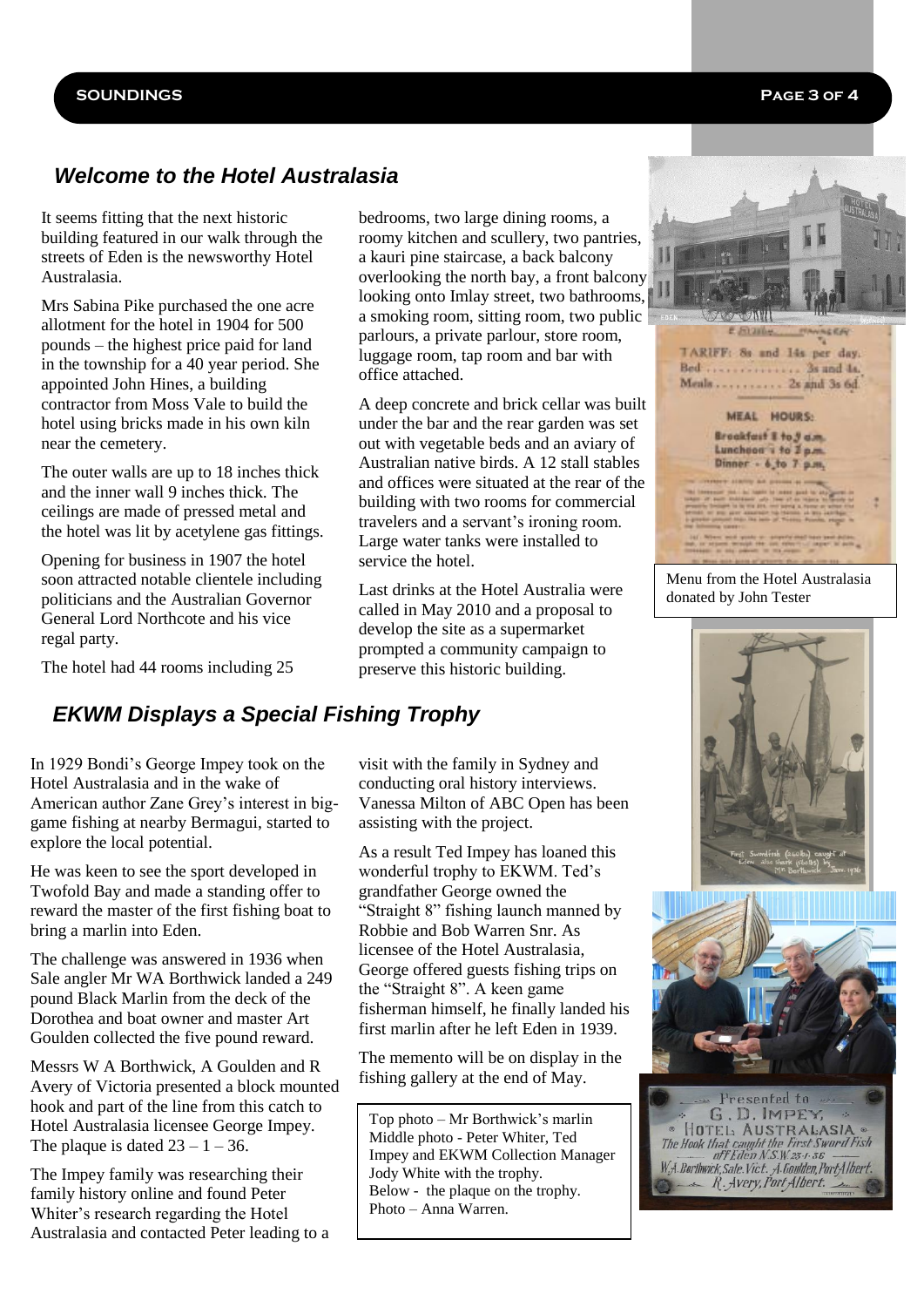## *Welcome to the Hotel Australasia*

It seems fitting that the next historic building featured in our walk through the streets of Eden is the newsworthy Hotel Australasia.

Mrs Sabina Pike purchased the one acre allotment for the hotel in 1904 for 500 pounds – the highest price paid for land in the township for a 40 year period. She appointed John Hines, a building contractor from Moss Vale to build the hotel using bricks made in his own kiln near the cemetery.

The outer walls are up to 18 inches thick and the inner wall 9 inches thick. The ceilings are made of pressed metal and the hotel was lit by acetylene gas fittings.

Opening for business in 1907 the hotel soon attracted notable clientele including politicians and the Australian Governor General Lord Northcote and his vice regal party.

The hotel had 44 rooms including 25 bedrooms, two large dining rooms, a roomy kitchen and scullery, two pantries, a kauri pine staircase, a back balcony overlooking the north bay, a front balcony looking onto Imlay street, two bathrooms, a smoking room, sitting room, two public parlours, a private parlour, store room, luggage room, tap room and bar with office attached.

A deep concrete and brick cellar was built under the bar and the rear garden was set out with vegetable beds and an aviary of Australian native birds. A 12 stall stables and offices were situated at the rear of the building with two rooms for commercial travelers and a servant's ironing room. Large water tanks were installed to service the hotel.

Last drinks at the Hotel Australia were called in May 2010 and a proposal to develop the site as a supermarket prompted a community campaign to preserve this historic building.

Menu from the Hotel Australasia donated by John Tester

## *EKWM Displays a Special Fishing Trophy*

In 1929 Bondi's George Impey took on the Hotel Australasia and in the wake of American author Zane Grey's interest in big-game fishing at nearby Bermagui, started to explore the local potential.

He was keen to see the sport developed in Twofold Bay and made a standing offer to reward the master of the first fishing boat to bring a marlin into Eden.

The challenge was answered in 1936 when Sale angler Mr WA Borthwick landed a 249 pound Black Marlin from the deck of the Dorothea and boat owner and master Art Goulden collected the five pound reward.

Messrs W A Borthwick, A Goulden and R Avery of Victoria presented a block mounted hook and part of the line from this catch to Hotel Australasia licensee George Impey. The plaque is dated 23 – 1 – 36.

The Impey family was researching their family history online and found Peter Whiter's research regarding the Hotel Australasia and contacted Peter leading to a visit with the family in Sydney and conducting oral history interviews. Vanessa Milton of ABC Open has been assisting with the project.

As a result Ted Impey has loaned this wonderful trophy to EKWM. Ted's grandfather George owned the "Straight 8" fishing launch manned by Robbie and Bob Warren Snr. As licensee of the Hotel Australasia, George offered guests fishing trips on the "Straight 8". A keen game fisherman himself, he finally landed his first marlin after he left Eden in 1939.

The memento will be on display in the fishing gallery at the end of May.

Top photo – Mr Borthwick's marlin
Middle photo - Peter Whiter, Ted Impey and EKWM Collection Manager Jody White with the trophy.
Below - the plaque on the trophy.
Photo – Anna Warren.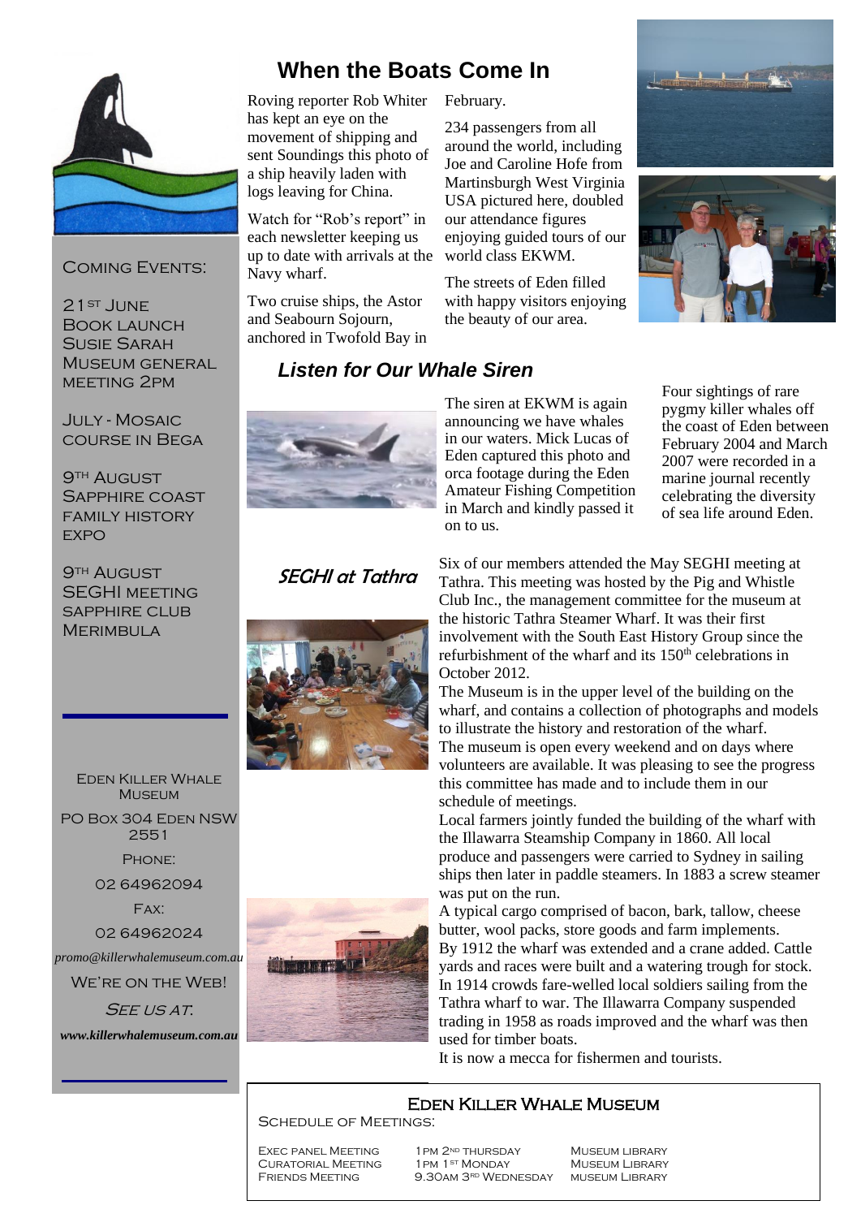## When the Boats Come In

Roving reporter Rob Whiter has kept an eye on the movement of shipping and sent Soundings this photo of a ship heavily laden with logs leaving for China.

Watch for "Rob's report" in each newsletter keeping us up to date with arrivals at the Navy wharf.

Two cruise ships, the Astor and Seabourn Sojourn, anchored in Twofold Bay in February.

234 passengers from all around the world, including Joe and Caroline Hofe from Martinsburgh West Virginia USA pictured here, doubled our attendance figures enjoying guided tours of our world class EKWM.

The streets of Eden filled with happy visitors enjoying the beauty of our area.

## *Listen for Our Whale Siren*

The siren at EKWM is again announcing we have whales in our waters. Mick Lucas of Eden captured this photo and orca footage during the Eden Amateur Fishing Competition in March and kindly passed it on to us.

Four sightings of rare pygmy killer whales off the coast of Eden between February 2004 and March 2007 were recorded in a marine journal recently celebrating the diversity of sea life around Eden.

## *SEGHI at Tathra*

Six of our members attended the May SEGHI meeting at Tathra. This meeting was hosted by the Pig and Whistle Club Inc., the management committee for the museum at the historic Tathra Steamer Wharf. It was their first involvement with the South East History Group since the refurbishment of the wharf and its 150th celebrations in October 2012.

The Museum is in the upper level of the building on the wharf, and contains a collection of photographs and models to illustrate the history and restoration of the wharf.

The museum is open every weekend and on days where volunteers are available. It was pleasing to see the progress this committee has made and to include them in our schedule of meetings.

Local farmers jointly funded the building of the wharf with the Illawarra Steamship Company in 1860. All local produce and passengers were carried to Sydney in sailing ships then later in paddle steamers. In 1883 a screw steamer was put on the run.

A typical cargo comprised of bacon, bark, tallow, cheese butter, wool packs, store goods and farm implements.

By 1912 the wharf was extended and a crane added. Cattle yards and races were built and a watering trough for stock. In 1914 crowds fare-welled local soldiers sailing from the Tathra wharf to war. The Illawarra Company suspended trading in 1958 as roads improved and the wharf was then used for timber boats.

It is now a mecca for fishermen and tourists.

---

**Coming Events:**

21st June
Book Launch
Susie Sarah
Museum General Meeting 2pm

July - Mosaic course in Bega

9th August
Sapphire Coast Family History Expo

9th August
SEGHI meeting
Sapphire Club
Merimbula

---

Eden Killer Whale Museum

PO Box 304 Eden NSW 2551

Phone:
02 64962094

Fax:
02 64962024

*promo@killerwhalemuseum.com.au*

We're on the Web!

*See us at:*

***www.killerwhalemuseum.com.au***

---

### Eden Killer Whale Museum

Schedule of Meetings:

| | | |
|---|---|---|
| Exec panel Meeting | 1pm 2nd Thursday | Museum Library |
| Curatorial Meeting | 1pm 1st Monday | Museum Library |
| Friends Meeting | 9.30am 3rd Wednesday | Museum Library |